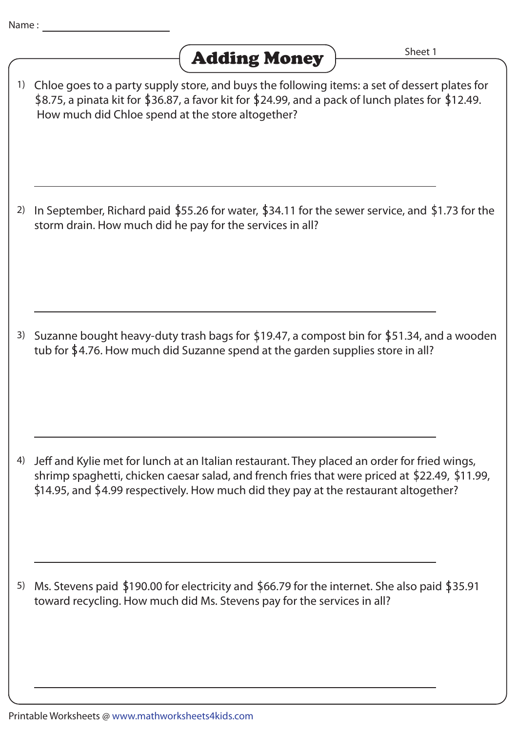Name : ______________________

# Adding Money

Sheet 1

1) Chloe goes to a party supply store, and buys the following items: a set of dessert plates for $8.75, a pinata kit for $36.87, a favor kit for $24.99, and a pack of lunch plates for $12.49. How much did Chloe spend at the store altogether?

______________________________________________

2) In September, Richard paid $55.26 for water, $34.11 for the sewer service, and $1.73 for the storm drain. How much did he pay for the services in all?

______________________________________________

3) Suzanne bought heavy-duty trash bags for $19.47, a compost bin for $51.34, and a wooden tub for $4.76. How much did Suzanne spend at the garden supplies store in all?

______________________________________________

4) Jeff and Kylie met for lunch at an Italian restaurant. They placed an order for fried wings, shrimp spaghetti, chicken caesar salad, and french fries that were priced at $22.49, $11.99, $14.95, and $4.99 respectively. How much did they pay at the restaurant altogether?

______________________________________________

5) Ms. Stevens paid $190.00 for electricity and $66.79 for the internet. She also paid $35.91 toward recycling. How much did Ms. Stevens pay for the services in all?

______________________________________________

Printable Worksheets @ www.mathworksheets4kids.com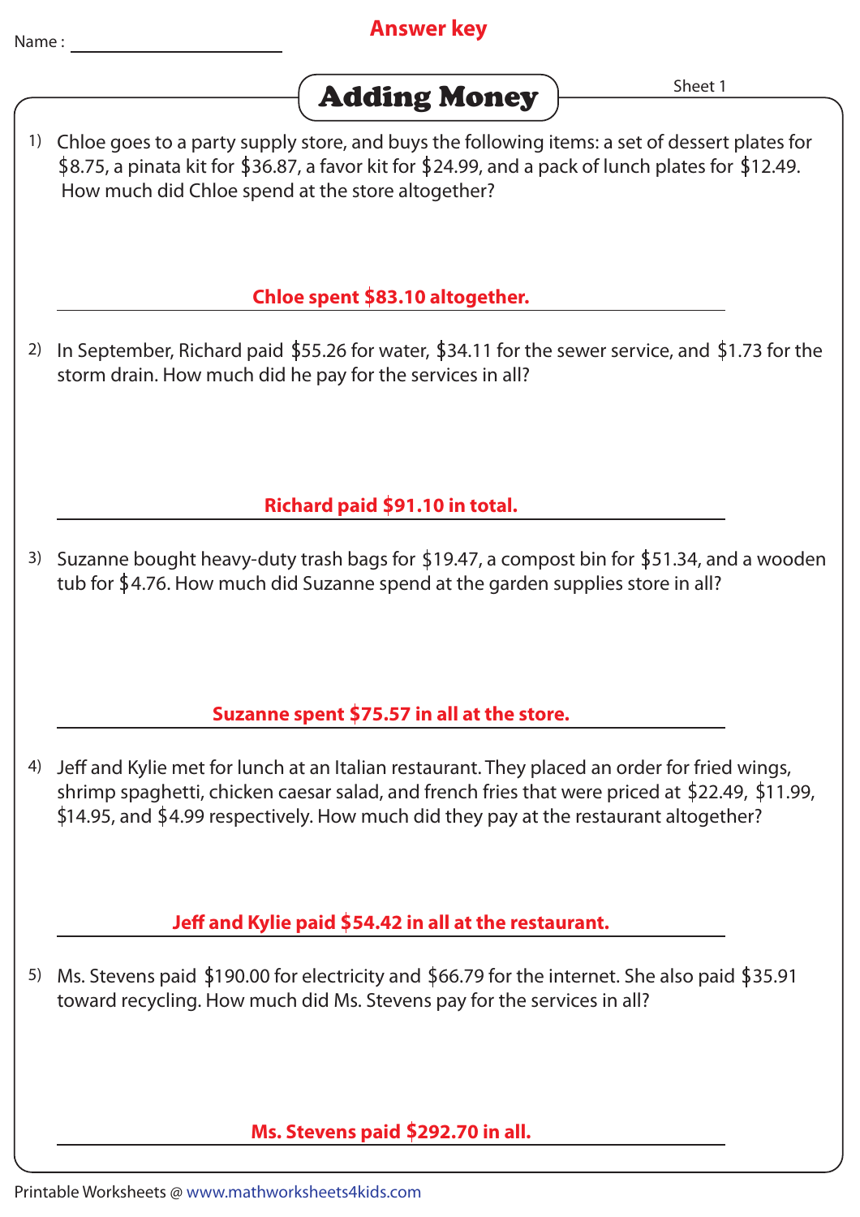Name : ______________________

**Answer key**

# Adding Money

Sheet 1

1) Chloe goes to a party supply store, and buys the following items: a set of dessert plates for $8.75, a pinata kit for $36.87, a favor kit for $24.99, and a pack of lunch plates for $12.49. How much did Chloe spend at the store altogether?

**Chloe spent $83.10 altogether.**

2) In September, Richard paid $55.26 for water, $34.11 for the sewer service, and $1.73 for the storm drain. How much did he pay for the services in all?

**Richard paid $91.10 in total.**

3) Suzanne bought heavy-duty trash bags for $19.47, a compost bin for $51.34, and a wooden tub for $4.76. How much did Suzanne spend at the garden supplies store in all?

**Suzanne spent $75.57 in all at the store.**

4) Jeff and Kylie met for lunch at an Italian restaurant. They placed an order for fried wings, shrimp spaghetti, chicken caesar salad, and french fries that were priced at $22.49, $11.99, $14.95, and $4.99 respectively. How much did they pay at the restaurant altogether?

**Jeff and Kylie paid $54.42 in all at the restaurant.**

5) Ms. Stevens paid $190.00 for electricity and $66.79 for the internet. She also paid $35.91 toward recycling. How much did Ms. Stevens pay for the services in all?

**Ms. Stevens paid $292.70 in all.**

Printable Worksheets @ www.mathworksheets4kids.com